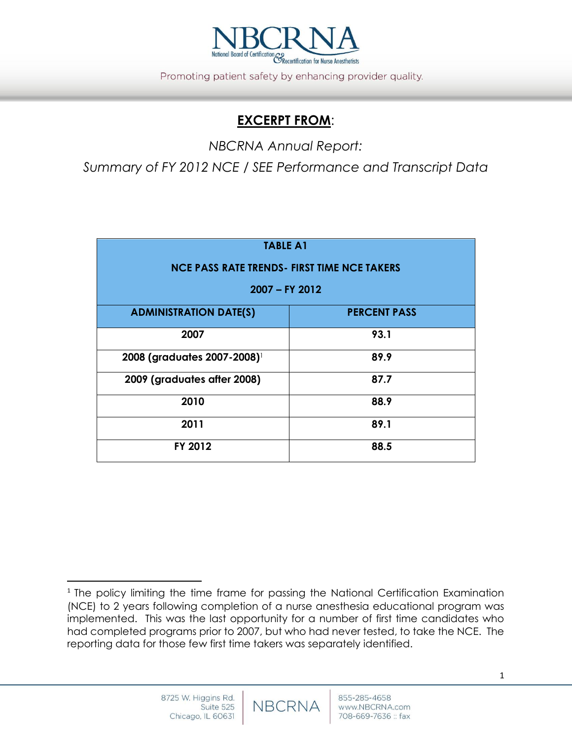# EXCERPT FROM:

*NBCRNA Annual Report:*

*Summary of FY 2012 NCE / SEE Performance and Transcript Data*

| TABLE A1 NCE PASS RATE TRENDS- FIRST TIME NCE TAKERS 2007 – FY 2012 | |
|---|---|
| **ADMINISTRATION DATE(S)** | **PERCENT PASS** |
| **2007** | **93.1** |
| **2008 (graduates 2007-2008)**[1] | **89.9** |
| **2009 (graduates after 2008)** | **87.7** |
| **2010** | **88.9** |
| **2011** | **89.1** |
| **FY 2012** | **88.5** |

[1] The policy limiting the time frame for passing the National Certification Examination (NCE) to 2 years following completion of a nurse anesthesia educational program was implemented. This was the last opportunity for a number of first time candidates who had completed programs prior to 2007, but who had never tested, to take the NCE. The reporting data for those few first time takers was separately identified.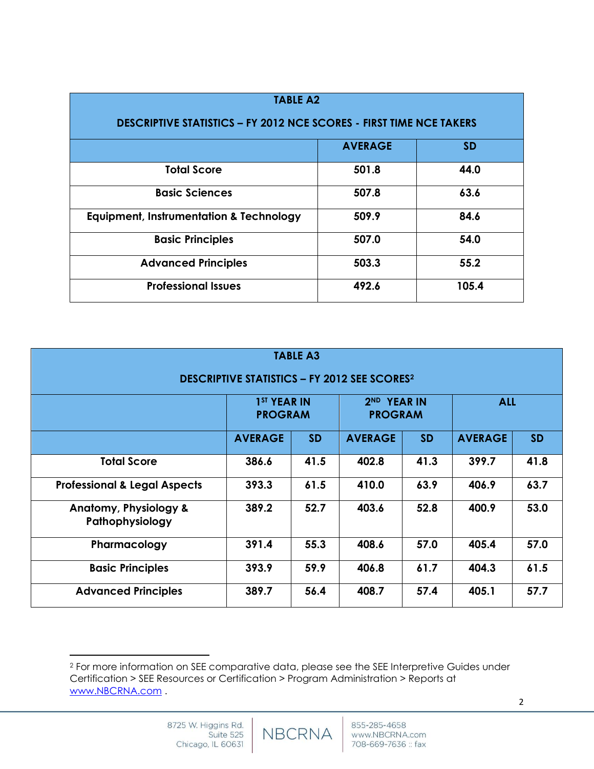| TABLE A2<br>DESCRIPTIVE STATISTICS – FY 2012 NCE SCORES - FIRST TIME NCE TAKERS | | |
|---|---|---|
| | AVERAGE | SD |
| Total Score | 501.8 | 44.0 |
| Basic Sciences | 507.8 | 63.6 |
| Equipment, Instrumentation & Technology | 509.9 | 84.6 |
| Basic Principles | 507.0 | 54.0 |
| Advanced Principles | 503.3 | 55.2 |
| Professional Issues | 492.6 | 105.4 |

| TABLE A3<br>DESCRIPTIVE STATISTICS – FY 2012 SEE SCORES[2] | | | | | | |
|---|---|---|---|---|---|---|
| | 1ST YEAR IN PROGRAM | | 2ND YEAR IN PROGRAM | | ALL | |
| | AVERAGE | SD | AVERAGE | SD | AVERAGE | SD |
| Total Score | 386.6 | 41.5 | 402.8 | 41.3 | 399.7 | 41.8 |
| Professional & Legal Aspects | 393.3 | 61.5 | 410.0 | 63.9 | 406.9 | 63.7 |
| Anatomy, Physiology & Pathophysiology | 389.2 | 52.7 | 403.6 | 52.8 | 400.9 | 53.0 |
| Pharmacology | 391.4 | 55.3 | 408.6 | 57.0 | 405.4 | 57.0 |
| Basic Principles | 393.9 | 59.9 | 406.8 | 61.7 | 404.3 | 61.5 |
| Advanced Principles | 389.7 | 56.4 | 408.7 | 57.4 | 405.1 | 57.7 |

[2] For more information on SEE comparative data, please see the SEE Interpretive Guides under Certification > SEE Resources or Certification > Program Administration > Reports at www.NBCRNA.com .

8725 W. Higgins Rd.
Suite 525
Chicago, IL 60631

NBCRNA

855-285-4658
www.NBCRNA.com
708-669-7636 :: fax